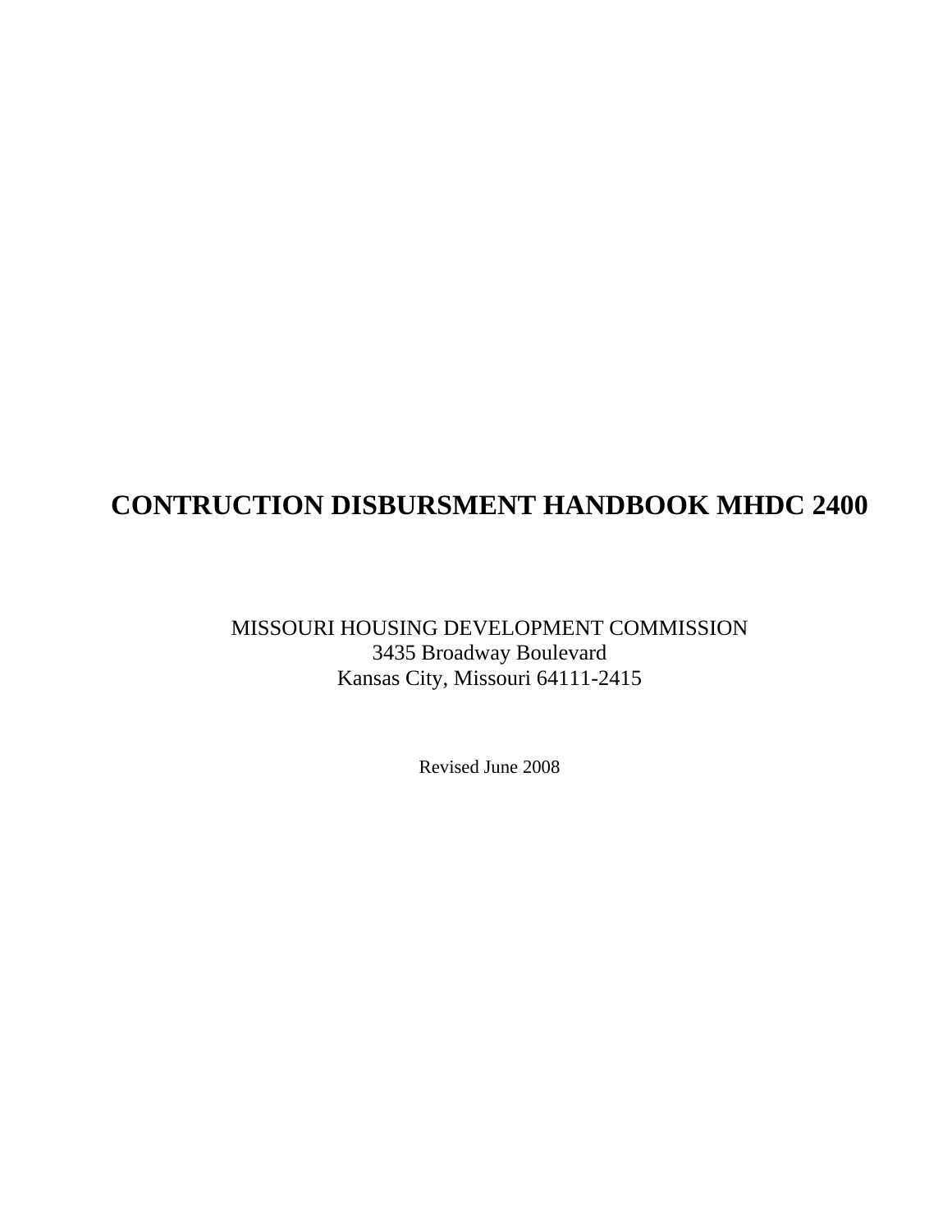# CONTRUCTION DISBURSMENT HANDBOOK MHDC 2400

MISSOURI HOUSING DEVELOPMENT COMMISSION
3435 Broadway Boulevard
Kansas City, Missouri 64111-2415

Revised June 2008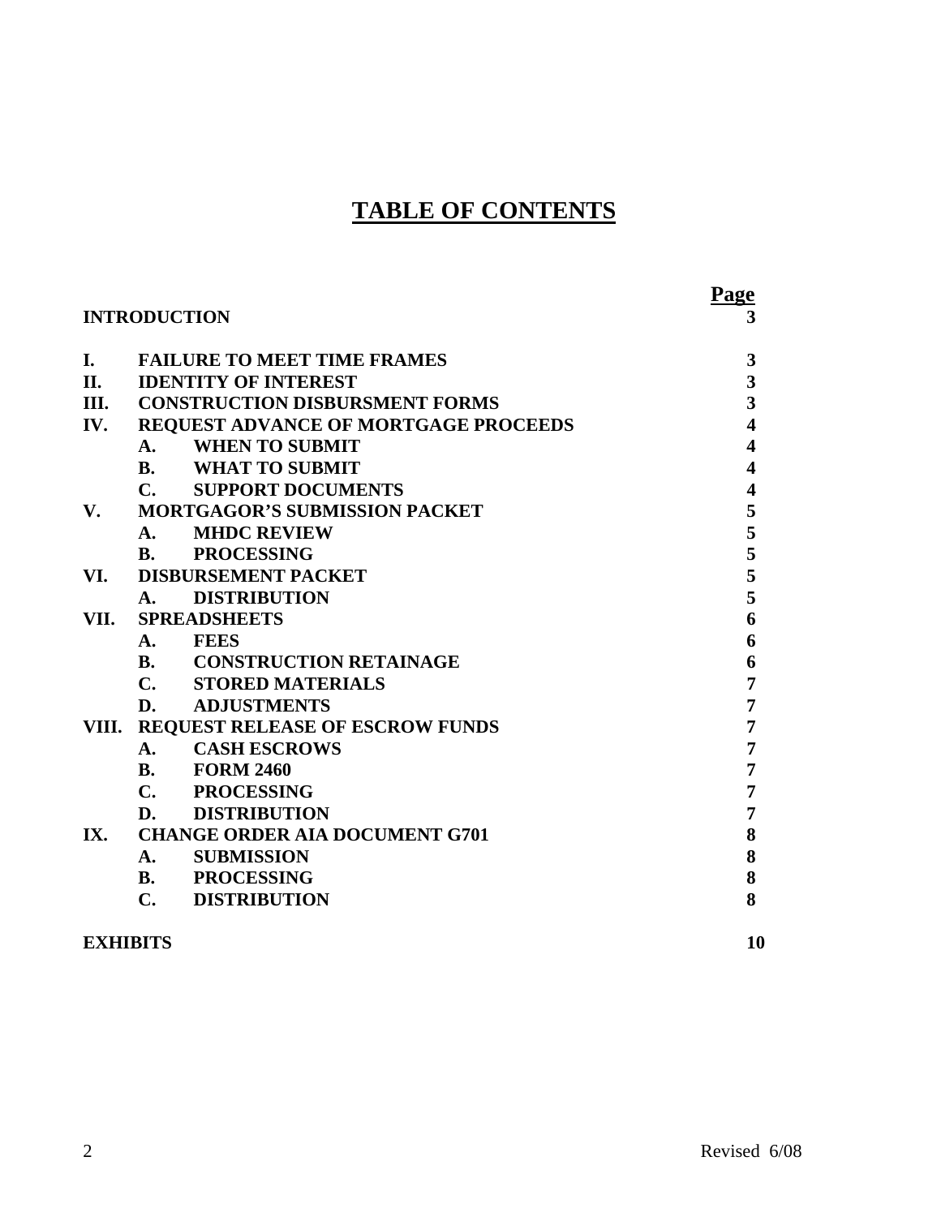# TABLE OF CONTENTS

| | | Page |
|---|---|---|
| **INTRODUCTION** | | **3** |
| **I.** | **FAILURE TO MEET TIME FRAMES** | **3** |
| **II.** | **IDENTITY OF INTEREST** | **3** |
| **III.** | **CONSTRUCTION DISBURSMENT FORMS** | **3** |
| **IV.** | **REQUEST ADVANCE OF MORTGAGE PROCEEDS** | **4** |
| | **A. WHEN TO SUBMIT** | **4** |
| | **B. WHAT TO SUBMIT** | **4** |
| | **C. SUPPORT DOCUMENTS** | **4** |
| **V.** | **MORTGAGOR'S SUBMISSION PACKET** | **5** |
| | **A. MHDC REVIEW** | **5** |
| | **B. PROCESSING** | **5** |
| **VI.** | **DISBURSEMENT PACKET** | **5** |
| | **A. DISTRIBUTION** | **5** |
| **VII.** | **SPREADSHEETS** | **6** |
| | **A. FEES** | **6** |
| | **B. CONSTRUCTION RETAINAGE** | **6** |
| | **C. STORED MATERIALS** | **7** |
| | **D. ADJUSTMENTS** | **7** |
| **VIII.** | **REQUEST RELEASE OF ESCROW FUNDS** | **7** |
| | **A. CASH ESCROWS** | **7** |
| | **B. FORM 2460** | **7** |
| | **C. PROCESSING** | **7** |
| | **D. DISTRIBUTION** | **7** |
| **IX.** | **CHANGE ORDER AIA DOCUMENT G701** | **8** |
| | **A. SUBMISSION** | **8** |
| | **B. PROCESSING** | **8** |
| | **C. DISTRIBUTION** | **8** |
| **EXHIBITS** | | **10** |

Revised 6/08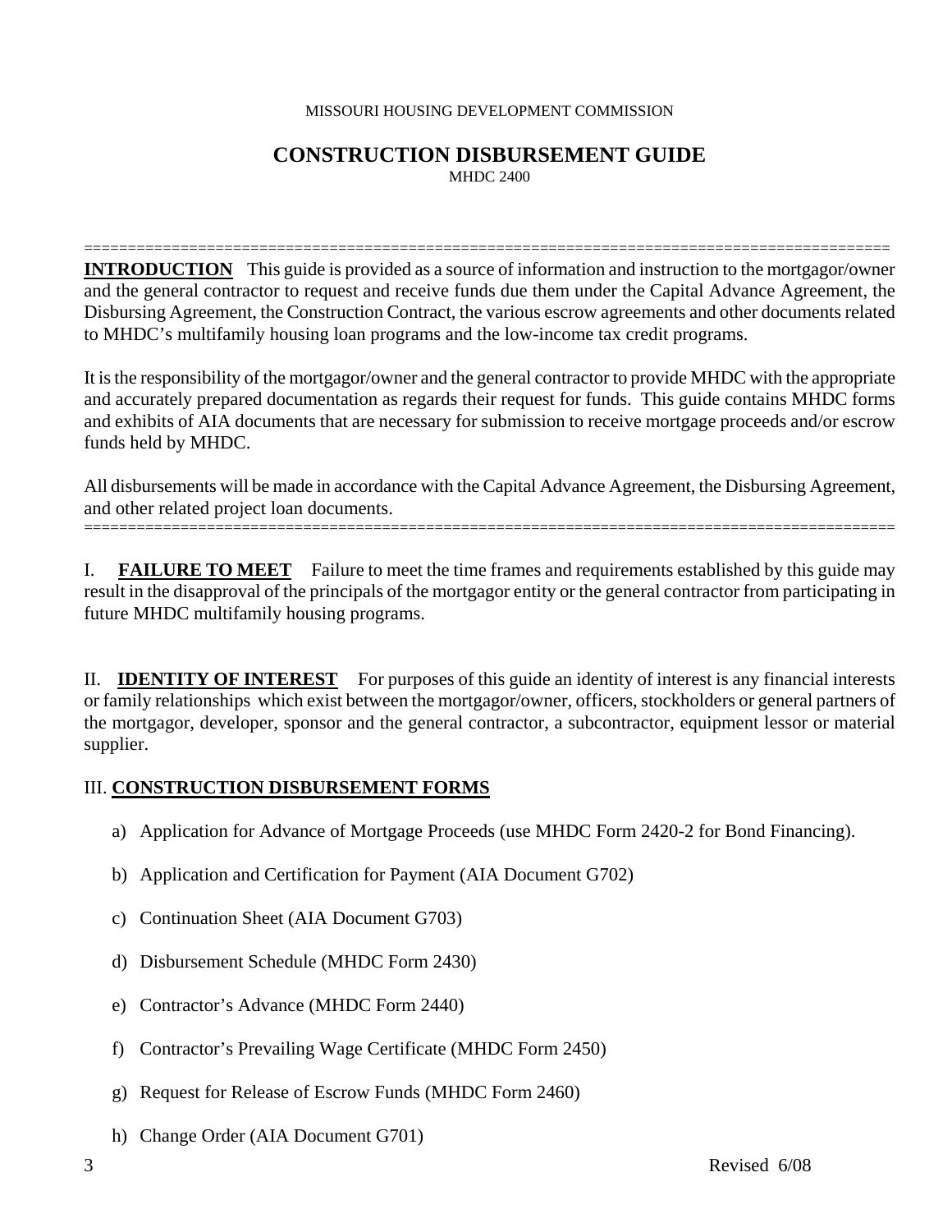MISSOURI HOUSING DEVELOPMENT COMMISSION

# CONSTRUCTION DISBURSEMENT GUIDE

MHDC 2400

---

**INTRODUCTION** This guide is provided as a source of information and instruction to the mortgagor/owner and the general contractor to request and receive funds due them under the Capital Advance Agreement, the Disbursing Agreement, the Construction Contract, the various escrow agreements and other documents related to MHDC's multifamily housing loan programs and the low-income tax credit programs.

It is the responsibility of the mortgagor/owner and the general contractor to provide MHDC with the appropriate and accurately prepared documentation as regards their request for funds. This guide contains MHDC forms and exhibits of AIA documents that are necessary for submission to receive mortgage proceeds and/or escrow funds held by MHDC.

All disbursements will be made in accordance with the Capital Advance Agreement, the Disbursing Agreement, and other related project loan documents.

---

I. **FAILURE TO MEET** Failure to meet the time frames and requirements established by this guide may result in the disapproval of the principals of the mortgagor entity or the general contractor from participating in future MHDC multifamily housing programs.

II. **IDENTITY OF INTEREST** For purposes of this guide an identity of interest is any financial interests or family relationships which exist between the mortgagor/owner, officers, stockholders or general partners of the mortgagor, developer, sponsor and the general contractor, a subcontractor, equipment lessor or material supplier.

III. **CONSTRUCTION DISBURSEMENT FORMS**

a) Application for Advance of Mortgage Proceeds (use MHDC Form 2420-2 for Bond Financing).

b) Application and Certification for Payment (AIA Document G702)

c) Continuation Sheet (AIA Document G703)

d) Disbursement Schedule (MHDC Form 2430)

e) Contractor's Advance (MHDC Form 2440)

f) Contractor's Prevailing Wage Certificate (MHDC Form 2450)

g) Request for Release of Escrow Funds (MHDC Form 2460)

h) Change Order (AIA Document G701)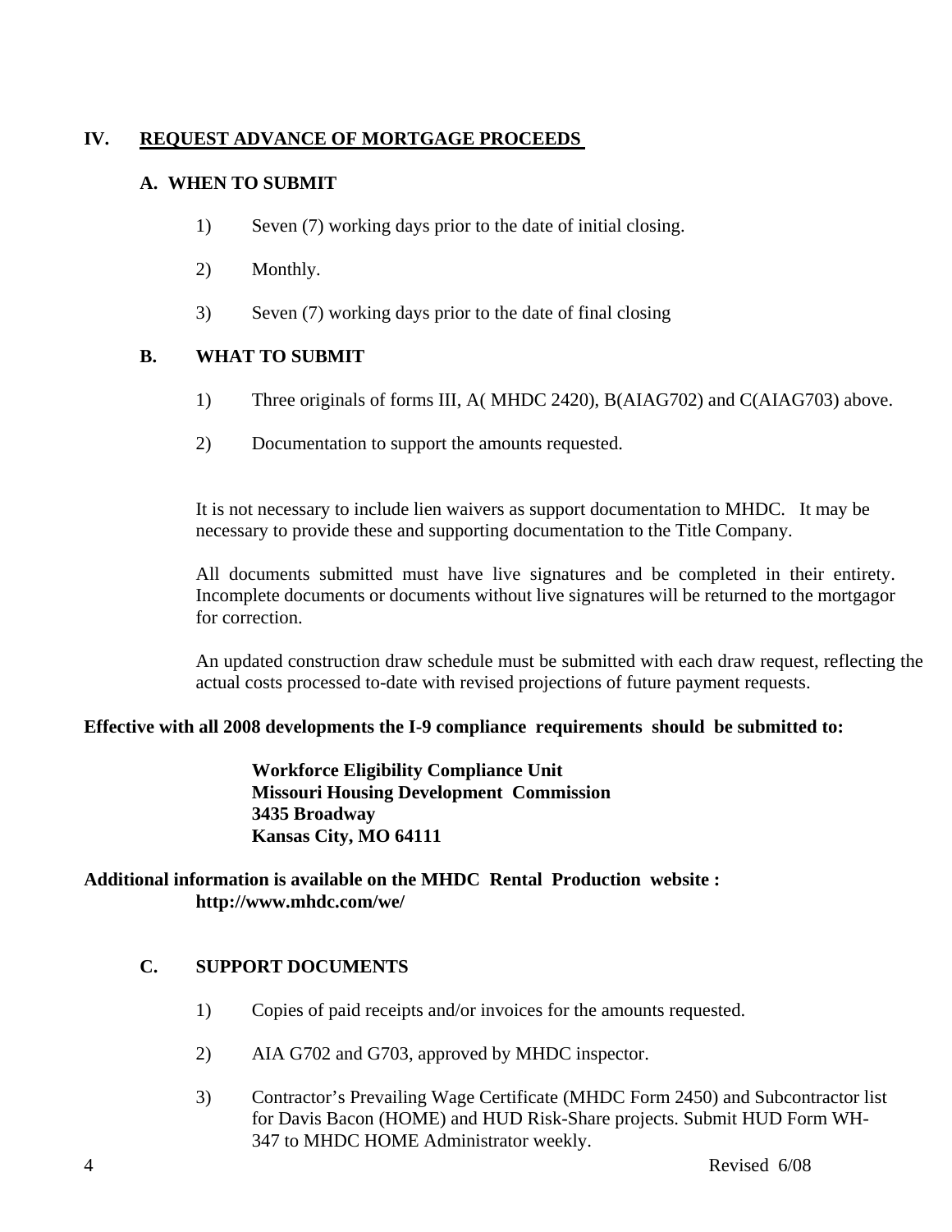## IV. REQUEST ADVANCE OF MORTGAGE PROCEEDS

### A. WHEN TO SUBMIT

1) Seven (7) working days prior to the date of initial closing.

2) Monthly.

3) Seven (7) working days prior to the date of final closing

### B. WHAT TO SUBMIT

1) Three originals of forms III, A( MHDC 2420), B(AIAG702) and C(AIAG703) above.

2) Documentation to support the amounts requested.

It is not necessary to include lien waivers as support documentation to MHDC. It may be necessary to provide these and supporting documentation to the Title Company.

All documents submitted must have live signatures and be completed in their entirety. Incomplete documents or documents without live signatures will be returned to the mortgagor for correction.

An updated construction draw schedule must be submitted with each draw request, reflecting the actual costs processed to-date with revised projections of future payment requests.

**Effective with all 2008 developments the I-9 compliance requirements should be submitted to:**

**Workforce Eligibility Compliance Unit**
**Missouri Housing Development Commission**
**3435 Broadway**
**Kansas City, MO 64111**

**Additional information is available on the MHDC Rental Production website :**
**http://www.mhdc.com/we/**

### C. SUPPORT DOCUMENTS

1) Copies of paid receipts and/or invoices for the amounts requested.

2) AIA G702 and G703, approved by MHDC inspector.

3) Contractor's Prevailing Wage Certificate (MHDC Form 2450) and Subcontractor list for Davis Bacon (HOME) and HUD Risk-Share projects. Submit HUD Form WH-347 to MHDC HOME Administrator weekly.

Revised 6/08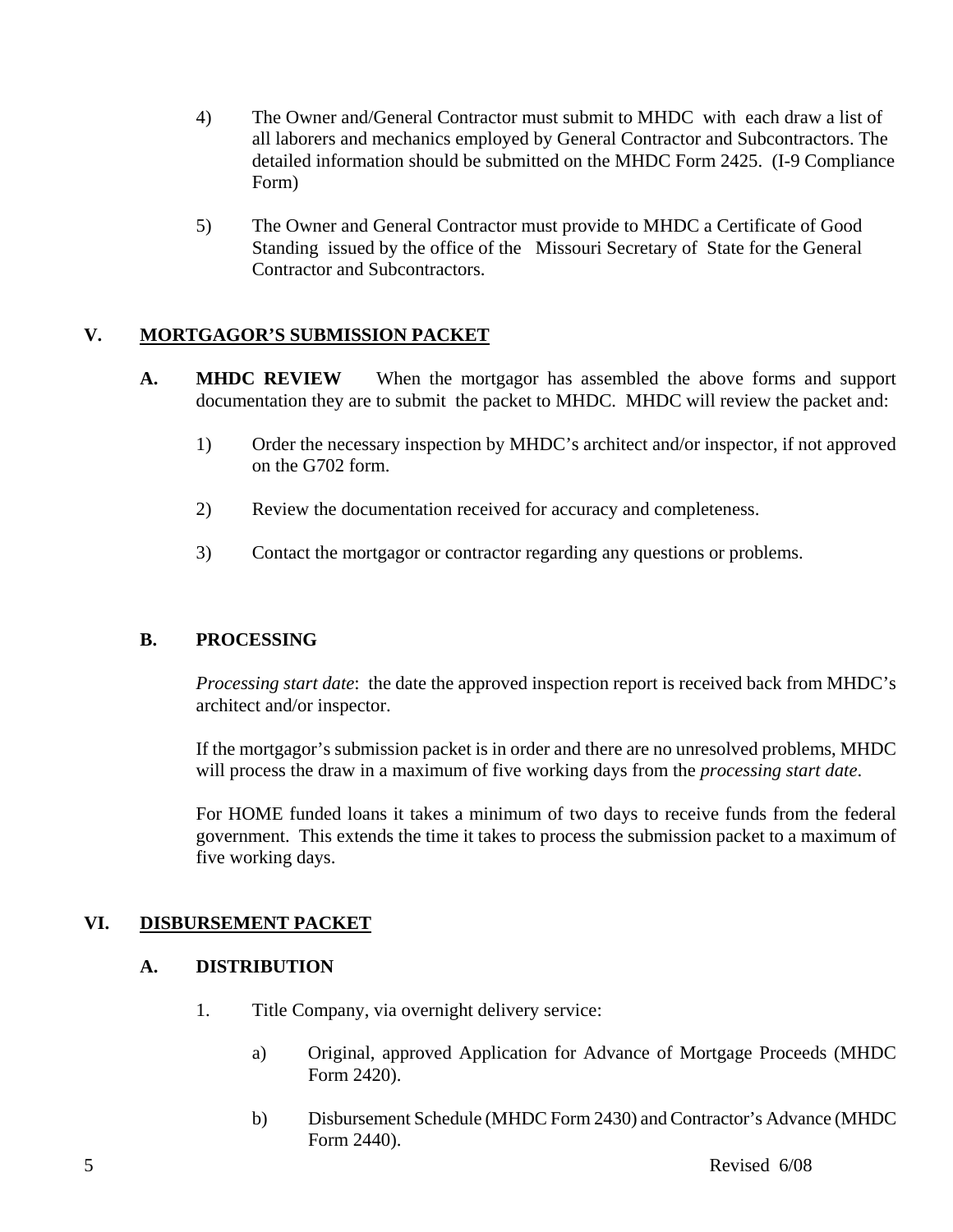4) The Owner and/General Contractor must submit to MHDC with each draw a list of all laborers and mechanics employed by General Contractor and Subcontractors. The detailed information should be submitted on the MHDC Form 2425. (I-9 Compliance Form)

5) The Owner and General Contractor must provide to MHDC a Certificate of Good Standing issued by the office of the Missouri Secretary of State for the General Contractor and Subcontractors.

## V. MORTGAGOR'S SUBMISSION PACKET

**A. MHDC REVIEW** When the mortgagor has assembled the above forms and support documentation they are to submit the packet to MHDC. MHDC will review the packet and:

1) Order the necessary inspection by MHDC's architect and/or inspector, if not approved on the G702 form.

2) Review the documentation received for accuracy and completeness.

3) Contact the mortgagor or contractor regarding any questions or problems.

**B. PROCESSING**

*Processing start date*: the date the approved inspection report is received back from MHDC's architect and/or inspector.

If the mortgagor's submission packet is in order and there are no unresolved problems, MHDC will process the draw in a maximum of five working days from the *processing start date*.

For HOME funded loans it takes a minimum of two days to receive funds from the federal government. This extends the time it takes to process the submission packet to a maximum of five working days.

## VI. DISBURSEMENT PACKET

**A. DISTRIBUTION**

1. Title Company, via overnight delivery service:

   a) Original, approved Application for Advance of Mortgage Proceeds (MHDC Form 2420).

   b) Disbursement Schedule (MHDC Form 2430) and Contractor's Advance (MHDC Form 2440).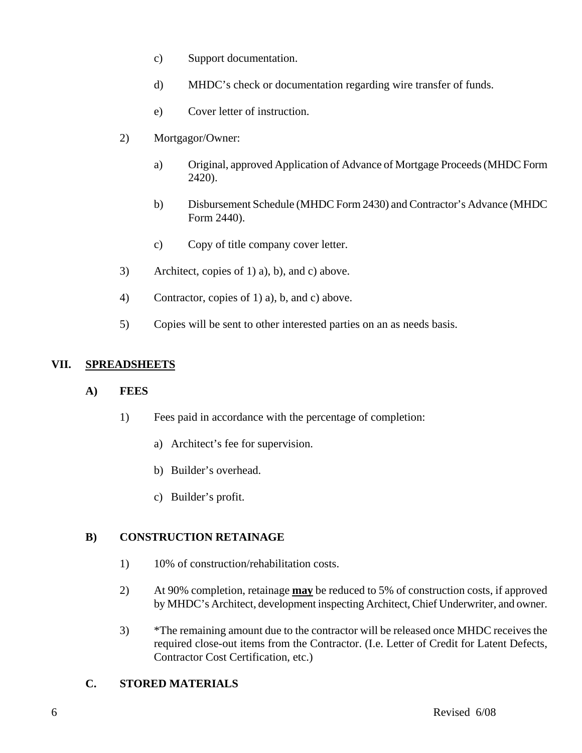c) Support documentation.

d) MHDC's check or documentation regarding wire transfer of funds.

e) Cover letter of instruction.

2) Mortgagor/Owner:

a) Original, approved Application of Advance of Mortgage Proceeds (MHDC Form 2420).

b) Disbursement Schedule (MHDC Form 2430) and Contractor's Advance (MHDC Form 2440).

c) Copy of title company cover letter.

3) Architect, copies of 1) a), b), and c) above.

4) Contractor, copies of 1) a), b, and c) above.

5) Copies will be sent to other interested parties on an as needs basis.

## VII. SPREADSHEETS

### A) FEES

1) Fees paid in accordance with the percentage of completion:

a) Architect's fee for supervision.

b) Builder's overhead.

c) Builder's profit.

### B) CONSTRUCTION RETAINAGE

1) 10% of construction/rehabilitation costs.

2) At 90% completion, retainage **may** be reduced to 5% of construction costs, if approved by MHDC's Architect, development inspecting Architect, Chief Underwriter, and owner.

3) *The remaining amount due to the contractor will be released once MHDC receives the required close-out items from the Contractor. (I.e. Letter of Credit for Latent Defects, Contractor Cost Certification, etc.)

### C. STORED MATERIALS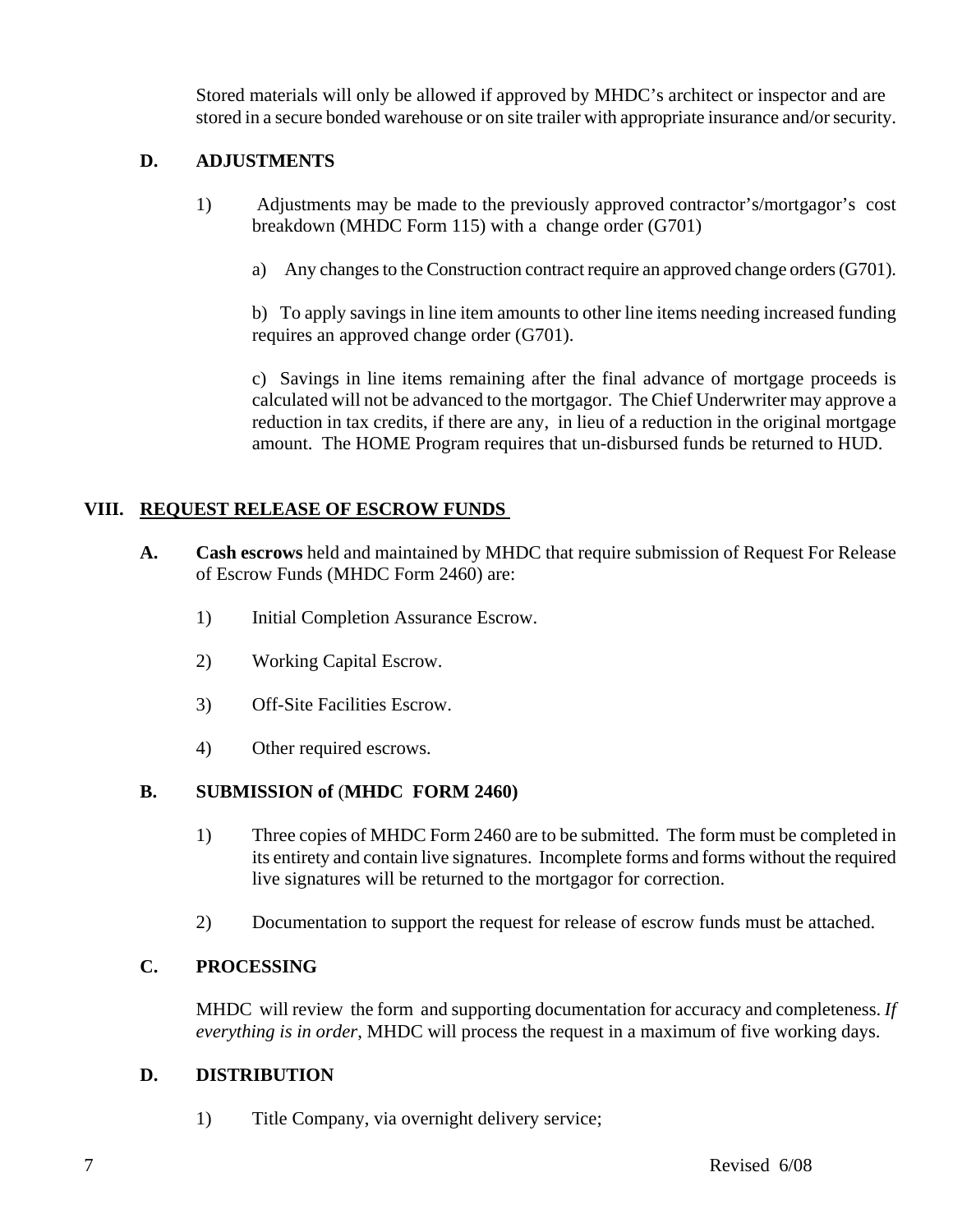Stored materials will only be allowed if approved by MHDC's architect or inspector and are stored in a secure bonded warehouse or on site trailer with appropriate insurance and/or security.

### D. ADJUSTMENTS

1) Adjustments may be made to the previously approved contractor's/mortgagor's cost breakdown (MHDC Form 115) with a change order (G701)

   a) Any changes to the Construction contract require an approved change orders (G701).

   b) To apply savings in line item amounts to other line items needing increased funding requires an approved change order (G701).

   c) Savings in line items remaining after the final advance of mortgage proceeds is calculated will not be advanced to the mortgagor. The Chief Underwriter may approve a reduction in tax credits, if there are any, in lieu of a reduction in the original mortgage amount. The HOME Program requires that un-disbursed funds be returned to HUD.

## VIII. REQUEST RELEASE OF ESCROW FUNDS

### A. **Cash escrows** held and maintained by MHDC that require submission of Request For Release of Escrow Funds (MHDC Form 2460) are:

1) Initial Completion Assurance Escrow.

2) Working Capital Escrow.

3) Off-Site Facilities Escrow.

4) Other required escrows.

### B. SUBMISSION of (MHDC FORM 2460)

1) Three copies of MHDC Form 2460 are to be submitted. The form must be completed in its entirety and contain live signatures. Incomplete forms and forms without the required live signatures will be returned to the mortgagor for correction.

2) Documentation to support the request for release of escrow funds must be attached.

### C. PROCESSING

MHDC will review the form and supporting documentation for accuracy and completeness. *If everything is in order*, MHDC will process the request in a maximum of five working days.

### D. DISTRIBUTION

1) Title Company, via overnight delivery service;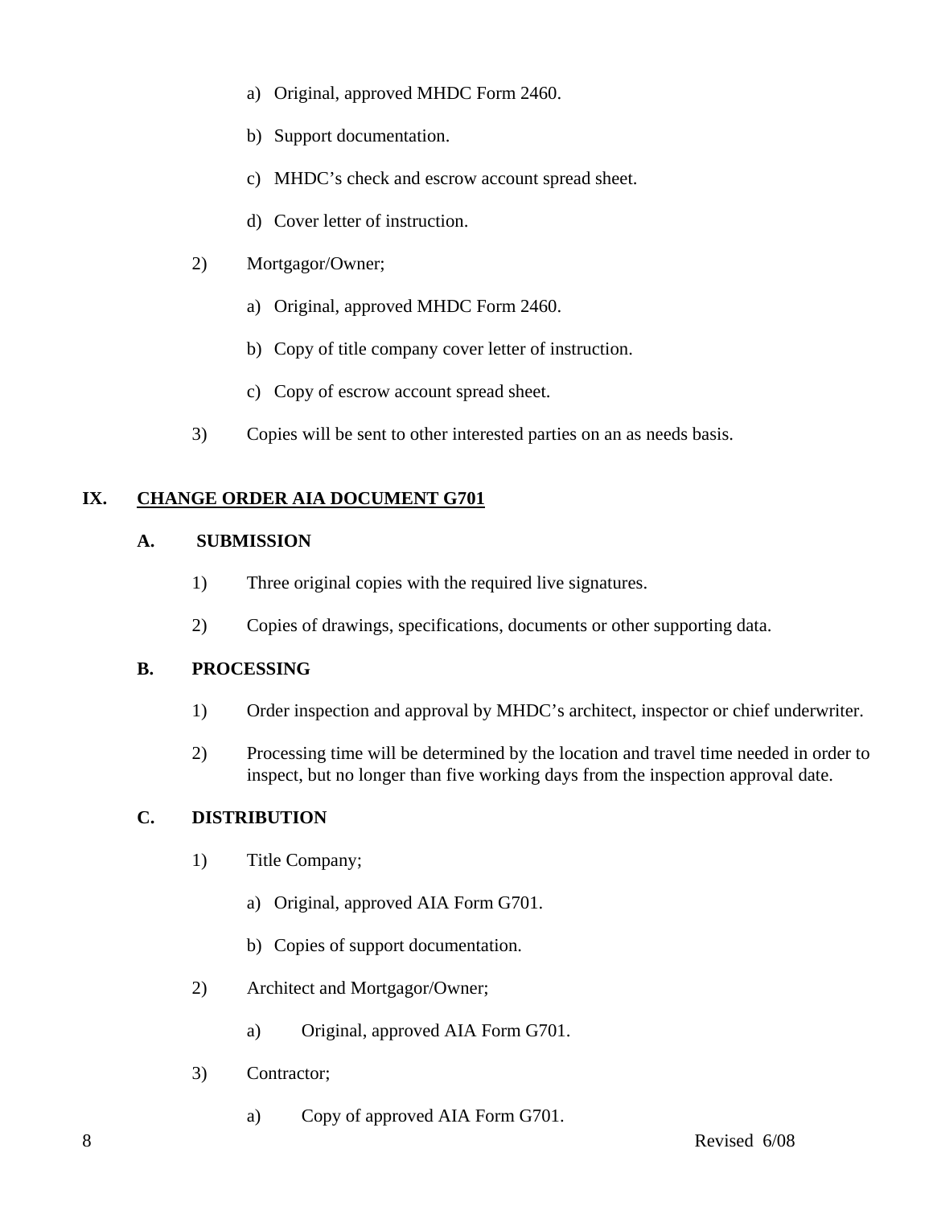a) Original, approved MHDC Form 2460.

b) Support documentation.

c) MHDC's check and escrow account spread sheet.

d) Cover letter of instruction.

2) Mortgagor/Owner;

a) Original, approved MHDC Form 2460.

b) Copy of title company cover letter of instruction.

c) Copy of escrow account spread sheet.

3) Copies will be sent to other interested parties on an as needs basis.

## IX. CHANGE ORDER AIA DOCUMENT G701

### A. SUBMISSION

1) Three original copies with the required live signatures.

2) Copies of drawings, specifications, documents or other supporting data.

### B. PROCESSING

1) Order inspection and approval by MHDC's architect, inspector or chief underwriter.

2) Processing time will be determined by the location and travel time needed in order to inspect, but no longer than five working days from the inspection approval date.

### C. DISTRIBUTION

1) Title Company;

a) Original, approved AIA Form G701.

b) Copies of support documentation.

2) Architect and Mortgagor/Owner;

a) Original, approved AIA Form G701.

3) Contractor;

a) Copy of approved AIA Form G701.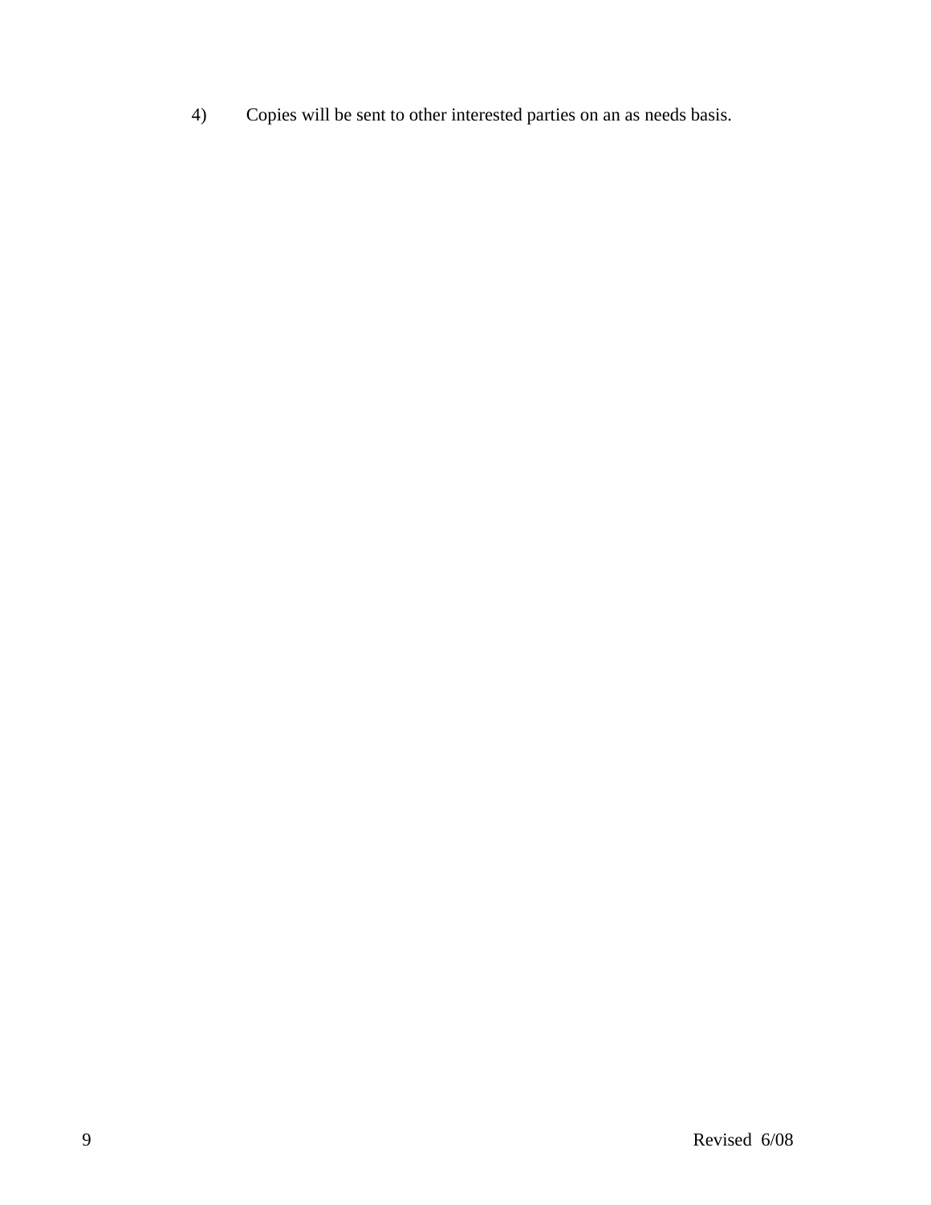4) Copies will be sent to other interested parties on an as needs basis.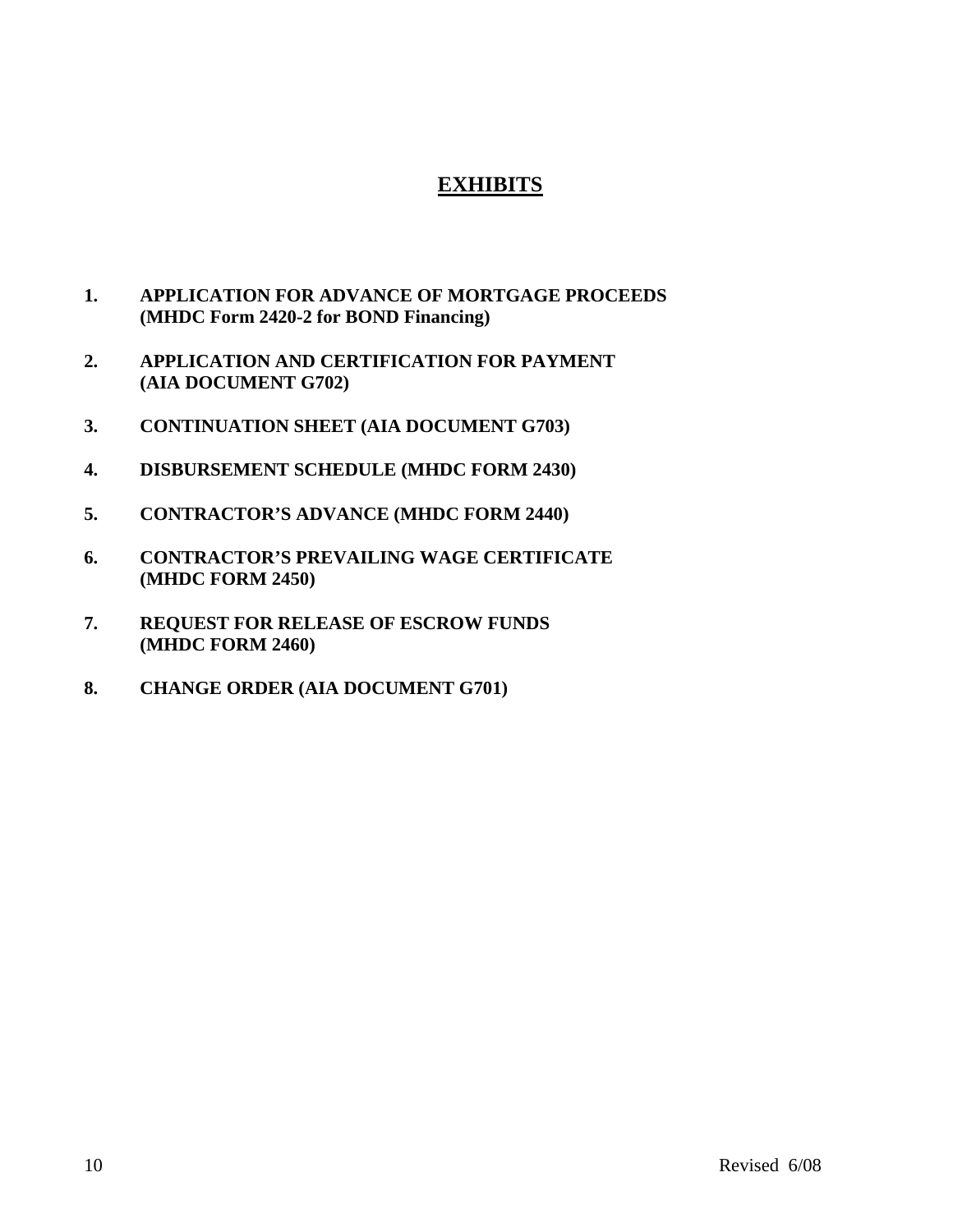# EXHIBITS

1. **APPLICATION FOR ADVANCE OF MORTGAGE PROCEEDS (MHDC Form 2420-2 for BOND Financing)**

2. **APPLICATION AND CERTIFICATION FOR PAYMENT (AIA DOCUMENT G702)**

3. **CONTINUATION SHEET (AIA DOCUMENT G703)**

4. **DISBURSEMENT SCHEDULE (MHDC FORM 2430)**

5. **CONTRACTOR'S ADVANCE (MHDC FORM 2440)**

6. **CONTRACTOR'S PREVAILING WAGE CERTIFICATE (MHDC FORM 2450)**

7. **REQUEST FOR RELEASE OF ESCROW FUNDS (MHDC FORM 2460)**

8. **CHANGE ORDER (AIA DOCUMENT G701)**

Revised 6/08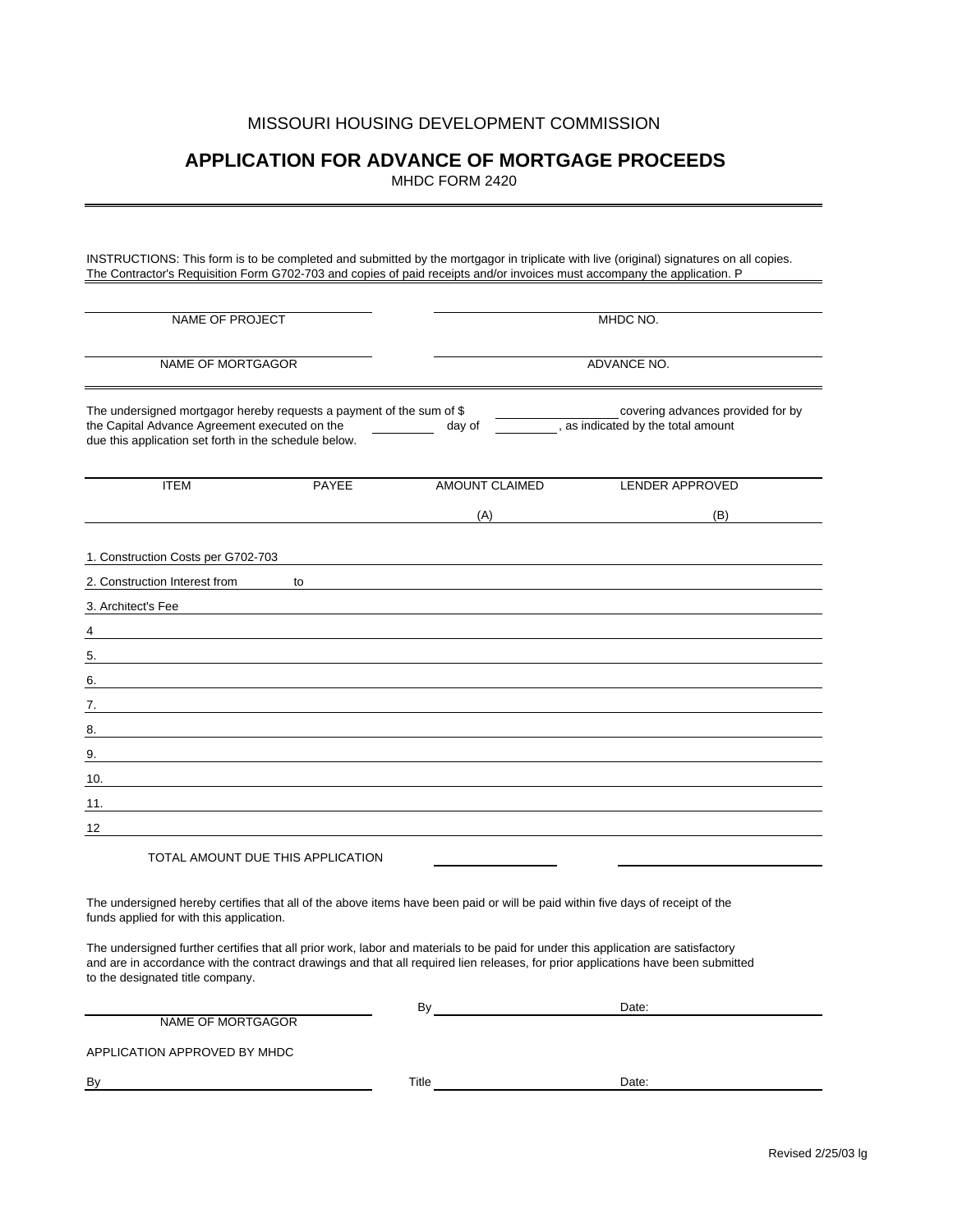MISSOURI HOUSING DEVELOPMENT COMMISSION

# APPLICATION FOR ADVANCE OF MORTGAGE PROCEEDS

MHDC FORM 2420

INSTRUCTIONS: This form is to be completed and submitted by the mortgagor in triplicate with live (original) signatures on all copies. The Contractor's Requisition Form G702-703 and copies of paid receipts and/or invoices must accompany the application. P

| | |
|---|---|
| NAME OF PROJECT | MHDC NO. |
| NAME OF MORTGAGOR | ADVANCE NO. |

The undersigned mortgagor hereby requests a payment of the sum of $ \_\_\_\_\_\_\_\_\_\_ covering advances provided for by the Capital Advance Agreement executed on the \_\_\_\_\_\_ day of \_\_\_\_\_\_, as indicated by the total amount due this application set forth in the schedule below.

| ITEM | PAYEE | AMOUNT CLAIMED (A) | LENDER APPROVED (B) |
|---|---|---|---|
| 1. Construction Costs per G702-703 | | | |
| 2. Construction Interest from | to | | |
| 3. Architect's Fee | | | |
| 4 | | | |
| 5. | | | |
| 6. | | | |
| 7. | | | |
| 8. | | | |
| 9. | | | |
| 10. | | | |
| 11. | | | |
| 12 | | | |
| TOTAL AMOUNT DUE THIS APPLICATION | | | |

The undersigned hereby certifies that all of the above items have been paid or will be paid within five days of receipt of the funds applied for with this application.

The undersigned further certifies that all prior work, labor and materials to be paid for under this application are satisfactory and are in accordance with the contract drawings and that all required lien releases, for prior applications have been submitted to the designated title company.

\_\_\_\_\_\_\_\_\_\_\_\_\_\_\_\_\_\_\_\_ By \_\_\_\_\_\_\_\_\_\_\_\_\_\_\_\_\_\_\_\_ Date: \_\_\_\_\_\_\_\_\_\_

NAME OF MORTGAGOR

APPLICATION APPROVED BY MHDC

By \_\_\_\_\_\_\_\_\_\_\_\_\_\_\_\_\_\_\_\_ Title \_\_\_\_\_\_\_\_\_\_\_\_\_\_\_\_\_\_\_\_ Date: \_\_\_\_\_\_\_\_\_\_

Revised 2/25/03 lg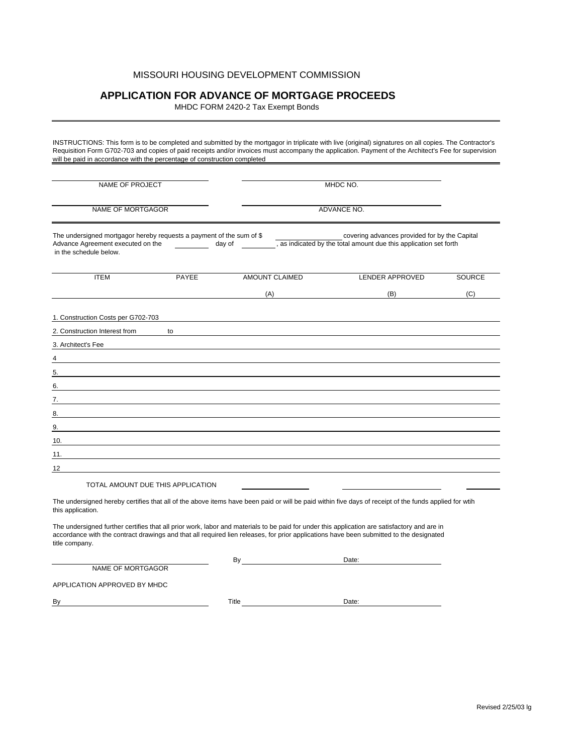MISSOURI HOUSING DEVELOPMENT COMMISSION

# APPLICATION FOR ADVANCE OF MORTGAGE PROCEEDS

MHDC FORM 2420-2 Tax Exempt Bonds

INSTRUCTIONS: This form is to be completed and submitted by the mortgagor in triplicate with live (original) signatures on all copies. The Contractor's Requisition Form G702-703 and copies of paid receipts and/or invoices must accompany the application. Payment of the Architect's Fee for supervision will be paid in accordance with the percentage of construction completed

| | |
|---|---|
| NAME OF PROJECT | MHDC NO. |
| NAME OF MORTGAGOR | ADVANCE NO. |

The undersigned mortgagor hereby requests a payment of the sum of $ ____________ covering advances provided for by the Capital Advance Agreement executed on the ________ day of ________, as indicated by the total amount due this application set forth in the schedule below.

| ITEM | PAYEE | AMOUNT CLAIMED (A) | LENDER APPROVED (B) | SOURCE (C) |
|---|---|---|---|---|
| 1. Construction Costs per G702-703 | | | | |
| 2. Construction Interest from ____ to | | | | |
| 3. Architect's Fee | | | | |
| 4 | | | | |
| 5. | | | | |
| 6. | | | | |
| 7. | | | | |
| 8. | | | | |
| 9. | | | | |
| 10. | | | | |
| 11. | | | | |
| 12 | | | | |
| TOTAL AMOUNT DUE THIS APPLICATION | | | | |

The undersigned hereby certifies that all of the above items have been paid or will be paid within five days of receipt of the funds applied for wtih this application.

The undersigned further certifies that all prior work, labor and materials to be paid for under this application are satisfactory and are in accordance with the contract drawings and that all required lien releases, for prior applications have been submitted to the designated title company.

______________________ By ______________________ Date: ____________

NAME OF MORTGAGOR

APPLICATION APPROVED BY MHDC

By ______________________ Title ______________________ Date: ____________

Revised 2/25/03 lg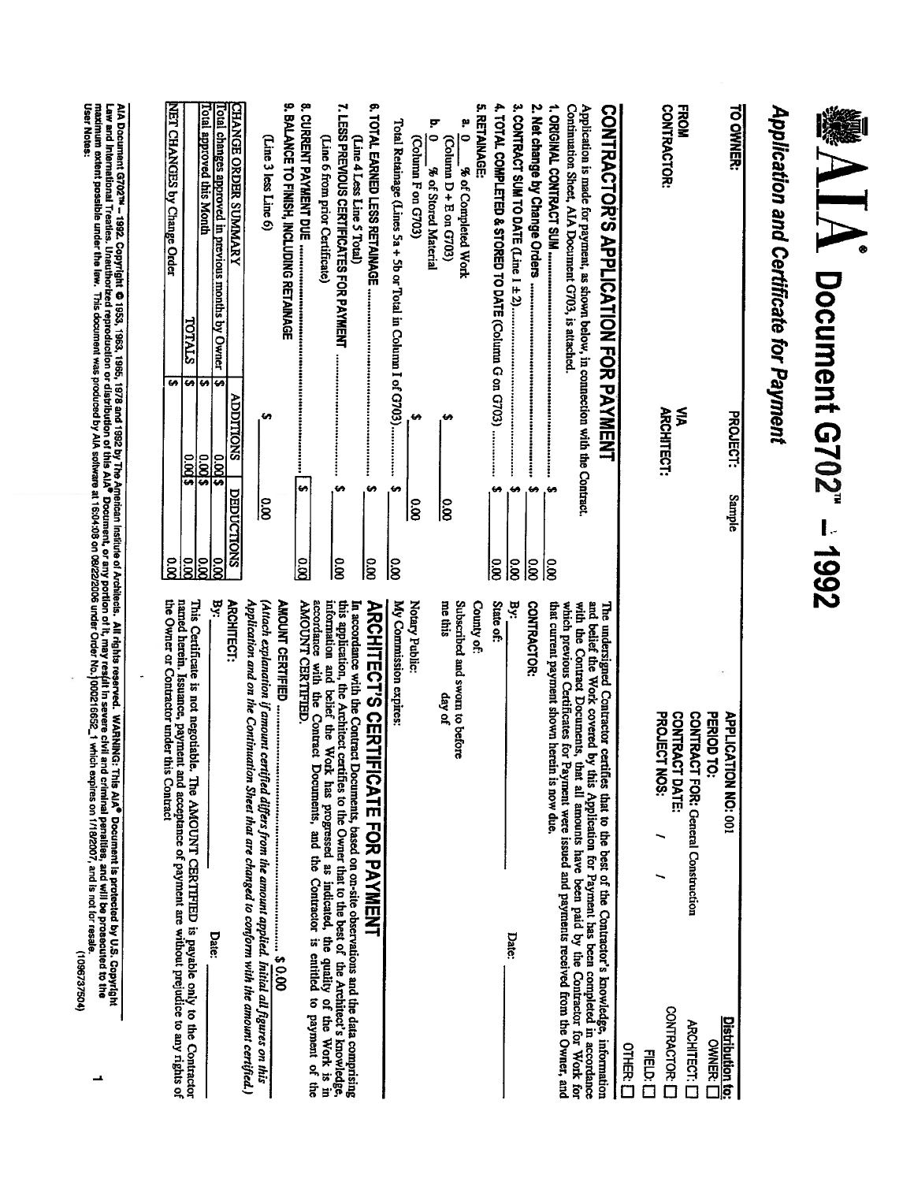# AIA® Document G702™ – 1992

## *Application and Certificate for Payment*

**TO OWNER:**

**PROJECT:** Sample

**FROM CONTRACTOR:**

**VIA ARCHITECT:**

**APPLICATION NO:** 001

**PERIOD TO:**

**CONTRACT FOR:** General Construction

**CONTRACT DATE:**

**PROJECT NOS:** / /

**Distribution to:**
OWNER: ☐
ARCHITECT: ☐
CONTRACTOR: ☐
FIELD: ☐
OTHER: ☐

## CONTRACTOR'S APPLICATION FOR PAYMENT

Application is made for payment, as shown below, in connection with the Contract. Continuation Sheet, AIA Document G703, is attached.

1. **ORIGINAL CONTRACT SUM** ........................................ $ 0.00
2. **Net change by Change Orders** ........................................ $ 0.00
3. **CONTRACT SUM TO DATE (Line 1 ± 2)** ........................................ $ 0.00
4. **TOTAL COMPLETED & STORED TO DATE (Column G on G703)** .............. $ 0.00
5. **RETAINAGE:**
   a. 0 % of Completed Work (Column D + E on G703) $ 0.00
   b. 0 % of Stored Material (Column F on G703) $ 0.00
   Total Retainage (Lines 5a + 5b or Total in Column I of G703) .............. $ 0.00
6. **TOTAL EARNED LESS RETAINAGE** ........................................ $ 0.00
   (Line 4 Less Line 5 Total)
7. **LESS PREVIOUS CERTIFICATES FOR PAYMENT** ........................................ $ 0.00
   (Line 6 from prior Certificate)
8. **CURRENT PAYMENT DUE** ........................................ $ 0.00
9. **BALANCE TO FINISH, INCLUDING RETAINAGE**
   (Line 3 less Line 6) $ 0.00

| CHANGE ORDER SUMMARY | ADDITIONS | DEDUCTIONS |
|---|---|---|
| Total changes approved in previous months by Owner | $ 0.00 | $ 0.00 |
| Total approved this Month | $ 0.00 | $ 0.00 |
| TOTALS | $ 0.00 | $ 0.00 |
| NET CHANGES by Change Order | $ | 0.00 |

The undersigned Contractor certifies that to the best of the Contractor's knowledge, information and belief the Work covered by this Application for Payment has been completed in accordance with the Contract Documents, that all amounts have been paid by the Contractor for Work for which previous Certificates for Payment were issued and payments received from the Owner, and that current payment shown herein is now due.

**CONTRACTOR:**

By: \_\_\_\_\_\_\_\_\_\_ Date: \_\_\_\_\_\_\_\_\_\_

State of:

County of:

Subscribed and sworn to before me this day of

Notary Public:

My Commission expires:

## ARCHITECT'S CERTIFICATE FOR PAYMENT

In accordance with the Contract Documents, based on on-site observations and the data comprising this application, the Architect certifies to the Owner that to the best of the Architect's knowledge, information and belief the Work has progressed as indicated, the quality of the Work is in accordance with the Contract Documents, and the Contractor is entitled to payment of the AMOUNT CERTIFIED.

**AMOUNT CERTIFIED** ........................................ $ 0.00

*(Attach explanation if amount certified differs from the amount applied. Initial all figures on this Application and on the Continuation Sheet that are changed to conform with the amount certified.)*

**ARCHITECT:**

By: \_\_\_\_\_\_\_\_\_\_ Date: \_\_\_\_\_\_\_\_\_\_

This Certificate is not negotiable. The AMOUNT CERTIFIED is payable only to the Contractor named herein. Issuance, payment and acceptance of payment are without prejudice to any rights of the Owner or Contractor under this Contract.

AIA Document G702™ – 1992. Copyright © 1953, 1963, 1965, 1978 and 1992 by The American Institute of Architects. All rights reserved. WARNING: This AIA® Document is protected by U.S. Copyright Law and International Treaties. Unauthorized reproduction or distribution of this AIA® Document, or any portion of it, may result in severe civil and criminal penalties, and will be prosecuted to the maximum extent possible under the law. This document was produced by AIA software at 16:04:08 on 08/22/2006 under Order No.1000216652_1 which expires on 1/18/2007, and is not for resale.
User Notes: (1096737504)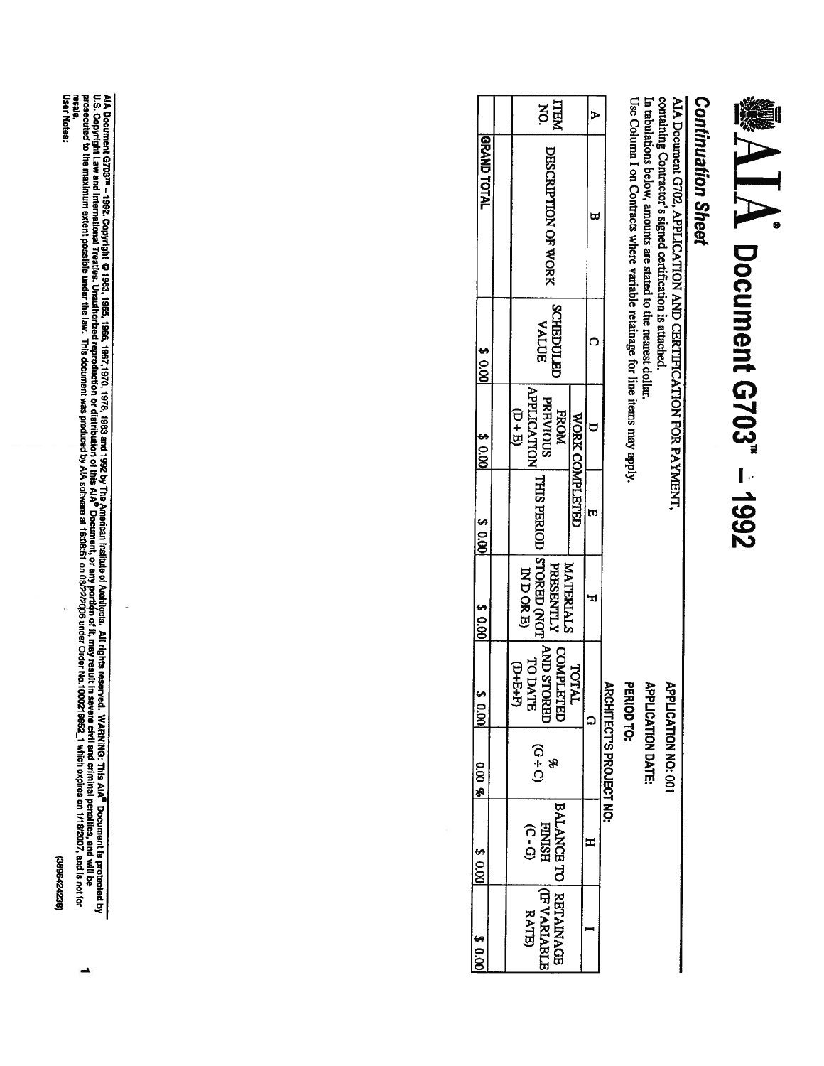# AIA® Document G703™ – 1992

## Continuation Sheet

AIA Document G702, APPLICATION AND CERTIFICATION FOR PAYMENT, containing Contractor's signed certification is attached.
In tabulations below, amounts are stated to the nearest dollar.
Use Column I on Contracts where variable retainage for line items may apply.

**APPLICATION NO:** 001
**APPLICATION DATE:**
**PERIOD TO:**
**ARCHITECT'S PROJECT NO:**

| A | B | C | D | E | F | G | | H | I |
|---|---|---|---|---|---|---|---|---|---|
| | | | WORK COMPLETED | | | | | | |
| ITEM NO. | DESCRIPTION OF WORK | SCHEDULED VALUE | FROM PREVIOUS APPLICATION (D + E) | THIS PERIOD | MATERIALS PRESENTLY STORED (NOT IN D OR E) | TOTAL COMPLETED AND STORED TO DATE (D+E+F) | % (G ÷ C) | BALANCE TO FINISH (C - G) | RETAINAGE (IF VARIABLE RATE) |
| | | | | | | | | | |
| | GRAND TOTAL | $ 0.00 | $ 0.00 | $ 0.00 | $ 0.00 | $ 0.00 | 0.00 % | $ 0.00 | $ 0.00 |

AIA Document G703™ – 1992. Copyright © 1963, 1965, 1966, 1967, 1970, 1978, 1983 and 1992 by The American Institute of Architects. All rights reserved. WARNING: This AIA® Document is protected by U.S. Copyright Law and International Treaties. Unauthorized reproduction or distribution of this AIA® Document, or any portion of it, may result in severe civil and criminal penalties, and will be prosecuted to the maximum extent possible under the law. This document was produced by AIA software at 16:08:51 on 08/22/2006 under Order No.1000216652_1 which expires on 1/19/2007, and is not for resale.
User Notes:

(3896424238)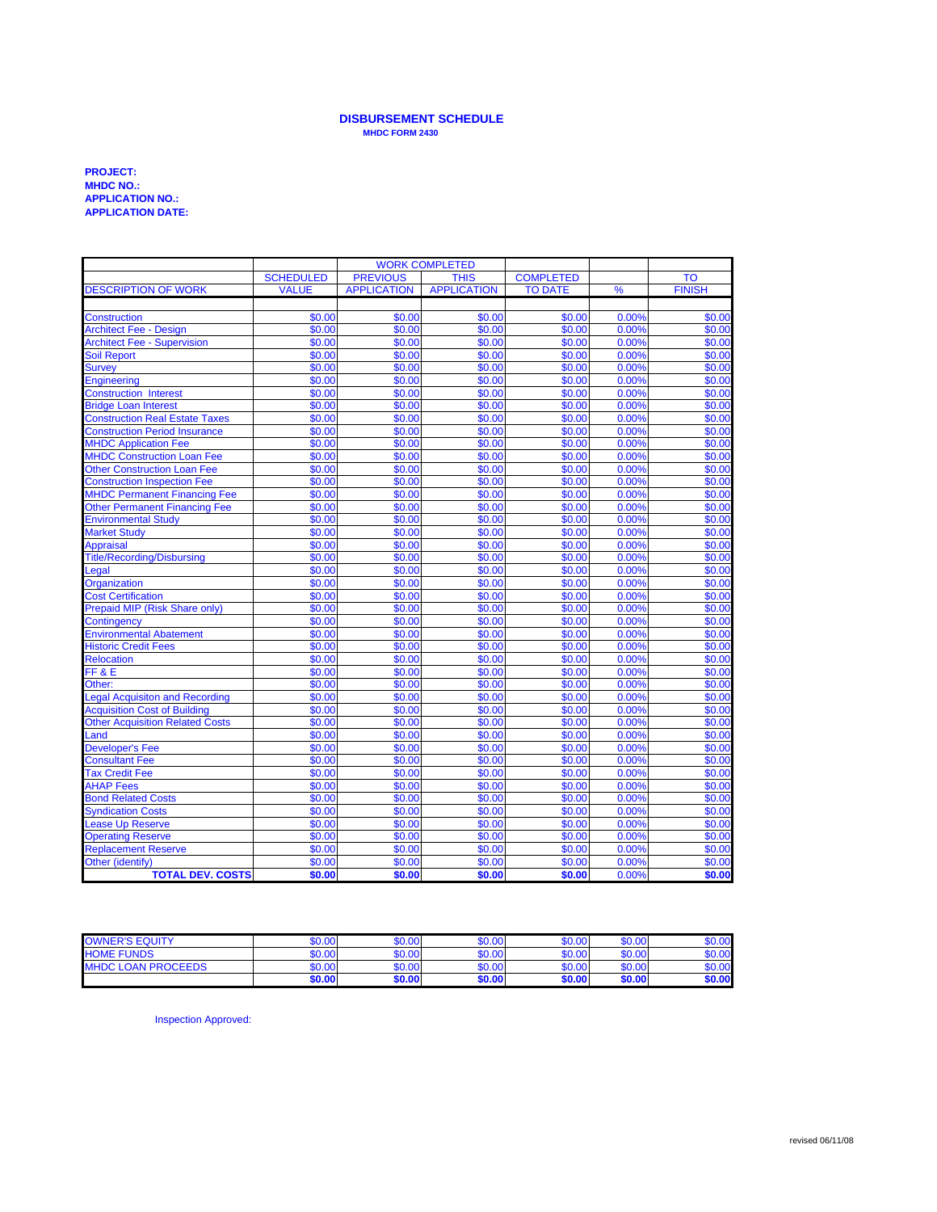# DISBURSEMENT SCHEDULE

**MHDC FORM 2430**

**PROJECT:**
**MHDC NO.:**
**APPLICATION NO.:**
**APPLICATION DATE:**

| DESCRIPTION OF WORK | SCHEDULED VALUE | WORK COMPLETED PREVIOUS APPLICATION | WORK COMPLETED THIS APPLICATION | COMPLETED TO DATE | % | TO FINISH |
|---|---|---|---|---|---|---|
| Construction | $0.00 | $0.00 | $0.00 | $0.00 | 0.00% | $0.00 |
| Architect Fee - Design | $0.00 | $0.00 | $0.00 | $0.00 | 0.00% | $0.00 |
| Architect Fee - Supervision | $0.00 | $0.00 | $0.00 | $0.00 | 0.00% | $0.00 |
| Soil Report | $0.00 | $0.00 | $0.00 | $0.00 | 0.00% | $0.00 |
| Survey | $0.00 | $0.00 | $0.00 | $0.00 | 0.00% | $0.00 |
| Engineering | $0.00 | $0.00 | $0.00 | $0.00 | 0.00% | $0.00 |
| Construction Interest | $0.00 | $0.00 | $0.00 | $0.00 | 0.00% | $0.00 |
| Bridge Loan Interest | $0.00 | $0.00 | $0.00 | $0.00 | 0.00% | $0.00 |
| Construction Real Estate Taxes | $0.00 | $0.00 | $0.00 | $0.00 | 0.00% | $0.00 |
| Construction Period Insurance | $0.00 | $0.00 | $0.00 | $0.00 | 0.00% | $0.00 |
| MHDC Application Fee | $0.00 | $0.00 | $0.00 | $0.00 | 0.00% | $0.00 |
| MHDC Construction Loan Fee | $0.00 | $0.00 | $0.00 | $0.00 | 0.00% | $0.00 |
| Other Construction Loan Fee | $0.00 | $0.00 | $0.00 | $0.00 | 0.00% | $0.00 |
| Construction Inspection Fee | $0.00 | $0.00 | $0.00 | $0.00 | 0.00% | $0.00 |
| MHDC Permanent Financing Fee | $0.00 | $0.00 | $0.00 | $0.00 | 0.00% | $0.00 |
| Other Permanent Financing Fee | $0.00 | $0.00 | $0.00 | $0.00 | 0.00% | $0.00 |
| Environmental Study | $0.00 | $0.00 | $0.00 | $0.00 | 0.00% | $0.00 |
| Market Study | $0.00 | $0.00 | $0.00 | $0.00 | 0.00% | $0.00 |
| Appraisal | $0.00 | $0.00 | $0.00 | $0.00 | 0.00% | $0.00 |
| Title/Recording/Disbursing | $0.00 | $0.00 | $0.00 | $0.00 | 0.00% | $0.00 |
| Legal | $0.00 | $0.00 | $0.00 | $0.00 | 0.00% | $0.00 |
| Organization | $0.00 | $0.00 | $0.00 | $0.00 | 0.00% | $0.00 |
| Cost Certification | $0.00 | $0.00 | $0.00 | $0.00 | 0.00% | $0.00 |
| Prepaid MIP (Risk Share only) | $0.00 | $0.00 | $0.00 | $0.00 | 0.00% | $0.00 |
| Contingency | $0.00 | $0.00 | $0.00 | $0.00 | 0.00% | $0.00 |
| Environmental Abatement | $0.00 | $0.00 | $0.00 | $0.00 | 0.00% | $0.00 |
| Historic Credit Fees | $0.00 | $0.00 | $0.00 | $0.00 | 0.00% | $0.00 |
| Relocation | $0.00 | $0.00 | $0.00 | $0.00 | 0.00% | $0.00 |
| FF & E | $0.00 | $0.00 | $0.00 | $0.00 | 0.00% | $0.00 |
| Other: | $0.00 | $0.00 | $0.00 | $0.00 | 0.00% | $0.00 |
| Legal Acquisiton and Recording | $0.00 | $0.00 | $0.00 | $0.00 | 0.00% | $0.00 |
| Acquisition Cost of Building | $0.00 | $0.00 | $0.00 | $0.00 | 0.00% | $0.00 |
| Other Acquisition Related Costs | $0.00 | $0.00 | $0.00 | $0.00 | 0.00% | $0.00 |
| Land | $0.00 | $0.00 | $0.00 | $0.00 | 0.00% | $0.00 |
| Developer's Fee | $0.00 | $0.00 | $0.00 | $0.00 | 0.00% | $0.00 |
| Consultant Fee | $0.00 | $0.00 | $0.00 | $0.00 | 0.00% | $0.00 |
| Tax Credit Fee | $0.00 | $0.00 | $0.00 | $0.00 | 0.00% | $0.00 |
| AHAP Fees | $0.00 | $0.00 | $0.00 | $0.00 | 0.00% | $0.00 |
| Bond Related Costs | $0.00 | $0.00 | $0.00 | $0.00 | 0.00% | $0.00 |
| Syndication Costs | $0.00 | $0.00 | $0.00 | $0.00 | 0.00% | $0.00 |
| Lease Up Reserve | $0.00 | $0.00 | $0.00 | $0.00 | 0.00% | $0.00 |
| Operating Reserve | $0.00 | $0.00 | $0.00 | $0.00 | 0.00% | $0.00 |
| Replacement Reserve | $0.00 | $0.00 | $0.00 | $0.00 | 0.00% | $0.00 |
| Other (identify) | $0.00 | $0.00 | $0.00 | $0.00 | 0.00% | $0.00 |
| **TOTAL DEV. COSTS** | **$0.00** | **$0.00** | **$0.00** | **$0.00** | 0.00% | **$0.00** |

| | | | | | | |
|---|---|---|---|---|---|---|
| OWNER'S EQUITY | $0.00 | $0.00 | $0.00 | $0.00 | $0.00 | $0.00 |
| HOME FUNDS | $0.00 | $0.00 | $0.00 | $0.00 | $0.00 | $0.00 |
| MHDC LOAN PROCEEDS | $0.00 | $0.00 | $0.00 | $0.00 | $0.00 | $0.00 |
| | **$0.00** | **$0.00** | **$0.00** | **$0.00** | **$0.00** | **$0.00** |

Inspection Approved:

revised 06/11/08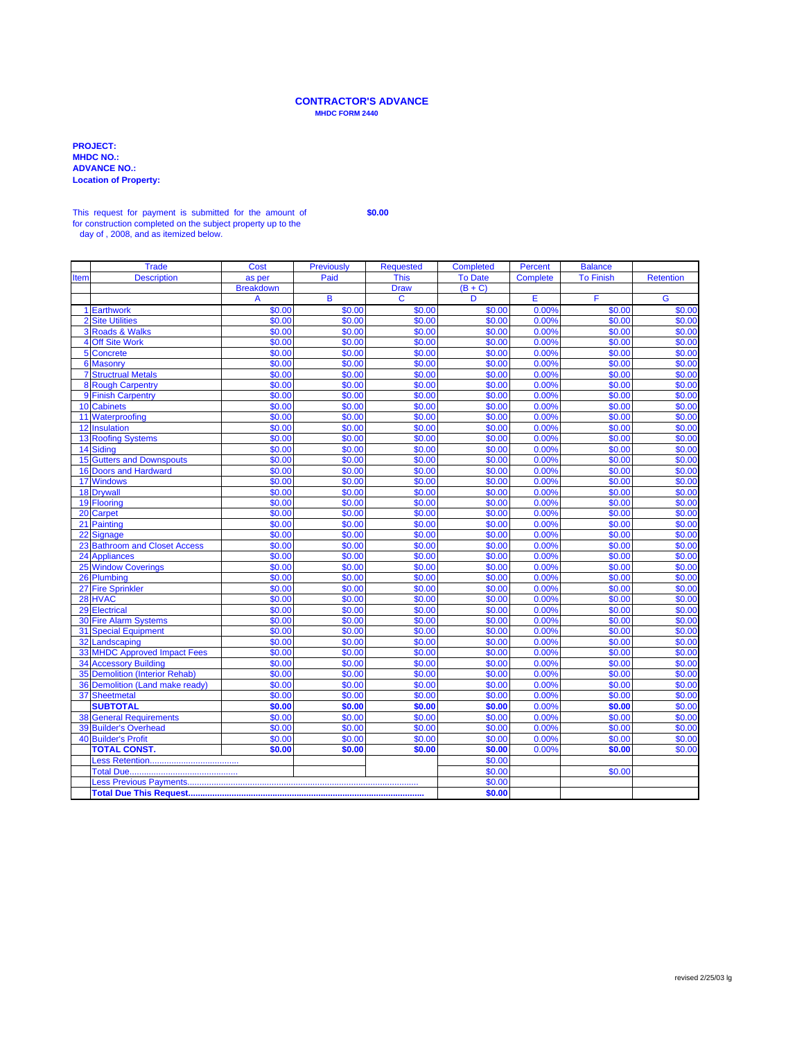# CONTRACTOR'S ADVANCE

**MHDC FORM 2440**

**PROJECT:**
**MHDC NO.:**
**ADVANCE NO.:**
**Location of Property:**

This request for payment is submitted for the amount of **$0.00** for construction completed on the subject property up to the day of , 2008, and as itemized below.

| Item | Trade Description | Cost as per Breakdown | Previously Paid | Requested This Draw | Completed To Date (B + C) | Percent Complete | Balance To Finish | Retention |
|---|---|---|---|---|---|---|---|---|
| | | A | B | C | D | E | F | G |
| 1 | Earthwork | $0.00 | $0.00 | $0.00 | $0.00 | 0.00% | $0.00 | $0.00 |
| 2 | Site Utilities | $0.00 | $0.00 | $0.00 | $0.00 | 0.00% | $0.00 | $0.00 |
| 3 | Roads & Walks | $0.00 | $0.00 | $0.00 | $0.00 | 0.00% | $0.00 | $0.00 |
| 4 | Off Site Work | $0.00 | $0.00 | $0.00 | $0.00 | 0.00% | $0.00 | $0.00 |
| 5 | Concrete | $0.00 | $0.00 | $0.00 | $0.00 | 0.00% | $0.00 | $0.00 |
| 6 | Masonry | $0.00 | $0.00 | $0.00 | $0.00 | 0.00% | $0.00 | $0.00 |
| 7 | Structrual Metals | $0.00 | $0.00 | $0.00 | $0.00 | 0.00% | $0.00 | $0.00 |
| 8 | Rough Carpentry | $0.00 | $0.00 | $0.00 | $0.00 | 0.00% | $0.00 | $0.00 |
| 9 | Finish Carpentry | $0.00 | $0.00 | $0.00 | $0.00 | 0.00% | $0.00 | $0.00 |
| 10 | Cabinets | $0.00 | $0.00 | $0.00 | $0.00 | 0.00% | $0.00 | $0.00 |
| 11 | Waterproofing | $0.00 | $0.00 | $0.00 | $0.00 | 0.00% | $0.00 | $0.00 |
| 12 | Insulation | $0.00 | $0.00 | $0.00 | $0.00 | 0.00% | $0.00 | $0.00 |
| 13 | Roofing Systems | $0.00 | $0.00 | $0.00 | $0.00 | 0.00% | $0.00 | $0.00 |
| 14 | Siding | $0.00 | $0.00 | $0.00 | $0.00 | 0.00% | $0.00 | $0.00 |
| 15 | Gutters and Downspouts | $0.00 | $0.00 | $0.00 | $0.00 | 0.00% | $0.00 | $0.00 |
| 16 | Doors and Hardward | $0.00 | $0.00 | $0.00 | $0.00 | 0.00% | $0.00 | $0.00 |
| 17 | Windows | $0.00 | $0.00 | $0.00 | $0.00 | 0.00% | $0.00 | $0.00 |
| 18 | Drywall | $0.00 | $0.00 | $0.00 | $0.00 | 0.00% | $0.00 | $0.00 |
| 19 | Flooring | $0.00 | $0.00 | $0.00 | $0.00 | 0.00% | $0.00 | $0.00 |
| 20 | Carpet | $0.00 | $0.00 | $0.00 | $0.00 | 0.00% | $0.00 | $0.00 |
| 21 | Painting | $0.00 | $0.00 | $0.00 | $0.00 | 0.00% | $0.00 | $0.00 |
| 22 | Signage | $0.00 | $0.00 | $0.00 | $0.00 | 0.00% | $0.00 | $0.00 |
| 23 | Bathroom and Closet Access | $0.00 | $0.00 | $0.00 | $0.00 | 0.00% | $0.00 | $0.00 |
| 24 | Appliances | $0.00 | $0.00 | $0.00 | $0.00 | 0.00% | $0.00 | $0.00 |
| 25 | Window Coverings | $0.00 | $0.00 | $0.00 | $0.00 | 0.00% | $0.00 | $0.00 |
| 26 | Plumbing | $0.00 | $0.00 | $0.00 | $0.00 | 0.00% | $0.00 | $0.00 |
| 27 | Fire Sprinkler | $0.00 | $0.00 | $0.00 | $0.00 | 0.00% | $0.00 | $0.00 |
| 28 | HVAC | $0.00 | $0.00 | $0.00 | $0.00 | 0.00% | $0.00 | $0.00 |
| 29 | Electrical | $0.00 | $0.00 | $0.00 | $0.00 | 0.00% | $0.00 | $0.00 |
| 30 | Fire Alarm Systems | $0.00 | $0.00 | $0.00 | $0.00 | 0.00% | $0.00 | $0.00 |
| 31 | Special Equipment | $0.00 | $0.00 | $0.00 | $0.00 | 0.00% | $0.00 | $0.00 |
| 32 | Landscaping | $0.00 | $0.00 | $0.00 | $0.00 | 0.00% | $0.00 | $0.00 |
| 33 | MHDC Approved Impact Fees | $0.00 | $0.00 | $0.00 | $0.00 | 0.00% | $0.00 | $0.00 |
| 34 | Accessory Building | $0.00 | $0.00 | $0.00 | $0.00 | 0.00% | $0.00 | $0.00 |
| 35 | Demolition (Interior Rehab) | $0.00 | $0.00 | $0.00 | $0.00 | 0.00% | $0.00 | $0.00 |
| 36 | Demolition (Land make ready) | $0.00 | $0.00 | $0.00 | $0.00 | 0.00% | $0.00 | $0.00 |
| 37 | Sheetmetal | $0.00 | $0.00 | $0.00 | $0.00 | 0.00% | $0.00 | $0.00 |
| | **SUBTOTAL** | **$0.00** | **$0.00** | **$0.00** | **$0.00** | 0.00% | **$0.00** | $0.00 |
| 38 | General Requirements | $0.00 | $0.00 | $0.00 | $0.00 | 0.00% | $0.00 | $0.00 |
| 39 | Builder's Overhead | $0.00 | $0.00 | $0.00 | $0.00 | 0.00% | $0.00 | $0.00 |
| 40 | Builder's Profit | $0.00 | $0.00 | $0.00 | $0.00 | 0.00% | $0.00 | $0.00 |
| | **TOTAL CONST.** | **$0.00** | **$0.00** | **$0.00** | **$0.00** | 0.00% | **$0.00** | $0.00 |
| | Less Retention..................................... | | | | $0.00 | | | |
| | Total Due............................................. | | | | $0.00 | | $0.00 | |
| | Less Previous Payments.................................................................................................. | | | | $0.00 | | | |
| | **Total Due This Request.................................................................................................** | | | | **$0.00** | | | |

revised 2/25/03 lg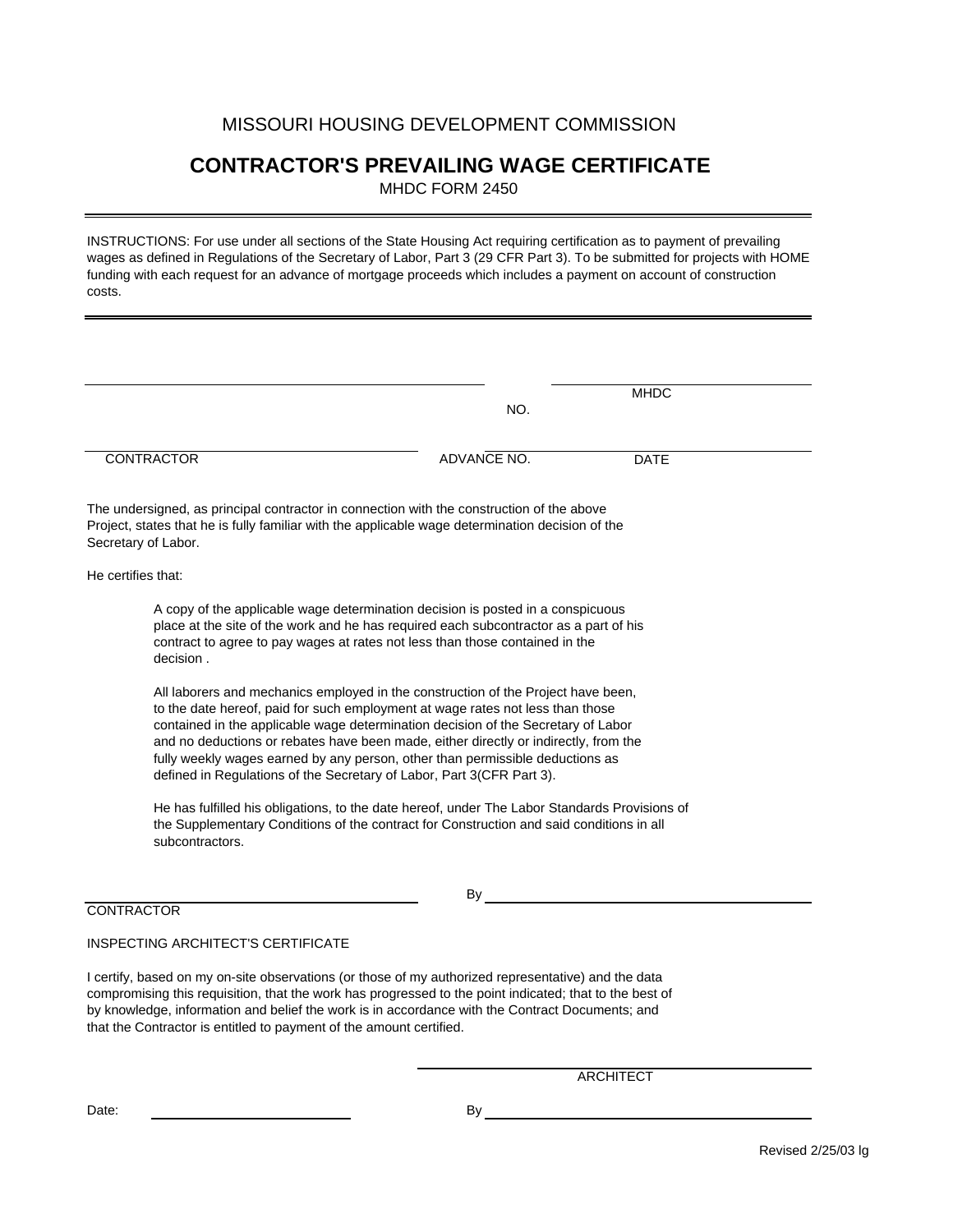MISSOURI HOUSING DEVELOPMENT COMMISSION

# CONTRACTOR'S PREVAILING WAGE CERTIFICATE

MHDC FORM 2450

---

INSTRUCTIONS: For use under all sections of the State Housing Act requiring certification as to payment of prevailing wages as defined in Regulations of the Secretary of Labor, Part 3 (29 CFR Part 3). To be submitted for projects with HOME funding with each request for an advance of mortgage proceeds which includes a payment on account of construction costs.

---

\_\_\_\_\_\_\_\_\_\_\_\_\_\_\_\_\_\_\_\_\_\_\_\_\_\_\_\_\_\_\_\_\_\_\_\_\_\_\_\_ &nbsp;&nbsp;&nbsp;&nbsp; MHDC NO. \_\_\_\_\_\_\_\_\_\_\_\_\_\_\_\_\_\_\_\_

CONTRACTOR \_\_\_\_\_\_\_\_\_\_\_\_\_\_\_\_\_\_\_\_ &nbsp;&nbsp;&nbsp;&nbsp; ADVANCE NO. \_\_\_\_\_\_\_\_\_\_ &nbsp;&nbsp;&nbsp;&nbsp; DATE \_\_\_\_\_\_\_\_\_\_

The undersigned, as principal contractor in connection with the construction of the above Project, states that he is fully familiar with the applicable wage determination decision of the Secretary of Labor.

He certifies that:

> A copy of the applicable wage determination decision is posted in a conspicuous place at the site of the work and he has required each subcontractor as a part of his contract to agree to pay wages at rates not less than those contained in the decision .
>
> All laborers and mechanics employed in the construction of the Project have been, to the date hereof, paid for such employment at wage rates not less than those contained in the applicable wage determination decision of the Secretary of Labor and no deductions or rebates have been made, either directly or indirectly, from the fully weekly wages earned by any person, other than permissible deductions as defined in Regulations of the Secretary of Labor, Part 3(CFR Part 3).
>
> He has fulfilled his obligations, to the date hereof, under The Labor Standards Provisions of the Supplementary Conditions of the contract for Construction and said conditions in all subcontractors.

\_\_\_\_\_\_\_\_\_\_\_\_\_\_\_\_\_\_\_\_\_\_\_\_\_\_\_\_\_\_\_\_ &nbsp;&nbsp;&nbsp;&nbsp; By \_\_\_\_\_\_\_\_\_\_\_\_\_\_\_\_\_\_\_\_\_\_\_\_\_\_\_\_\_\_\_\_

CONTRACTOR

INSPECTING ARCHITECT'S CERTIFICATE

I certify, based on my on-site observations (or those of my authorized representative) and the data compromising this requisition, that the work has progressed to the point indicated; that to the best of by knowledge, information and belief the work is in accordance with the Contract Documents; and that the Contractor is entitled to payment of the amount certified.

\_\_\_\_\_\_\_\_\_\_\_\_\_\_\_\_\_\_\_\_\_\_\_\_\_\_\_\_\_\_\_\_

ARCHITECT

Date: \_\_\_\_\_\_\_\_\_\_\_\_\_\_\_\_\_\_\_\_ &nbsp;&nbsp;&nbsp;&nbsp; By \_\_\_\_\_\_\_\_\_\_\_\_\_\_\_\_\_\_\_\_\_\_\_\_\_\_\_\_\_\_\_\_

Revised 2/25/03 lg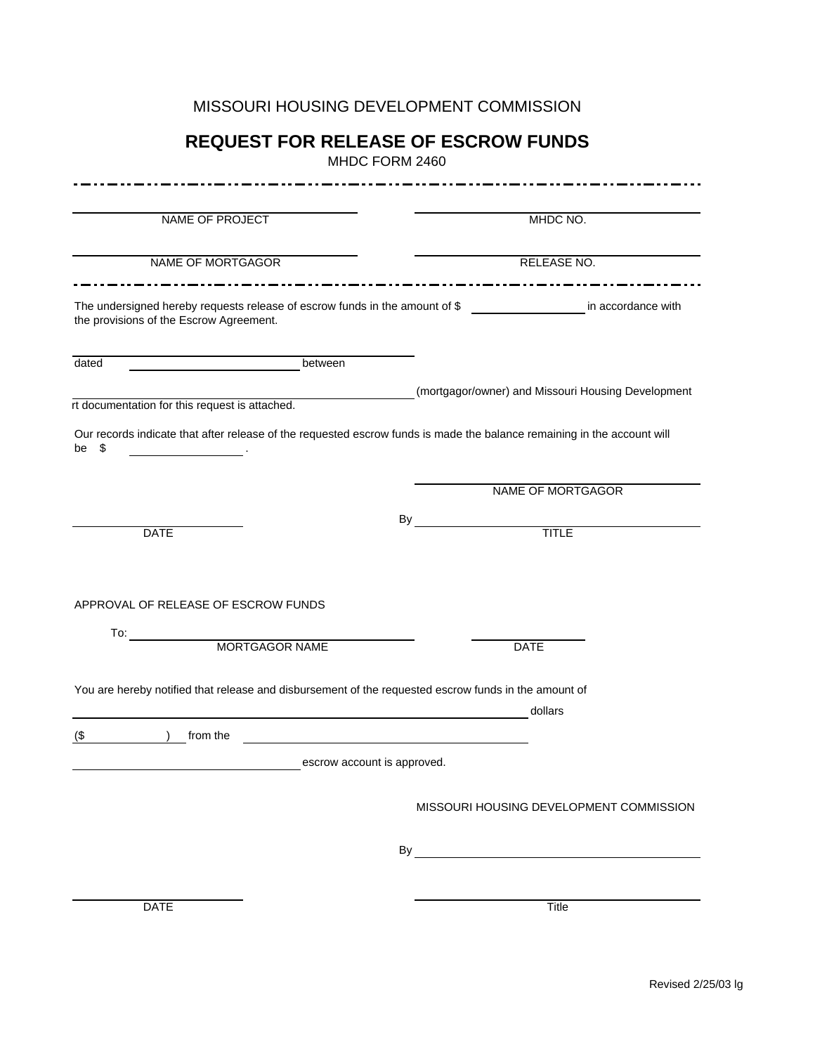MISSOURI HOUSING DEVELOPMENT COMMISSION

# REQUEST FOR RELEASE OF ESCROW FUNDS

MHDC FORM 2460

---

| ______________________________ | ______________________________ |
|---|---|
| NAME OF PROJECT | MHDC NO. |
| ______________________________ | ______________________________ |
| NAME OF MORTGAGOR | RELEASE NO. |

---

The undersigned hereby requests release of escrow funds in the amount of $ ______________ in accordance with the provisions of the Escrow Agreement.

dated ______________________ between

______________________________ (mortgagor/owner) and Missouri Housing Development

rt documentation for this request is attached.

Our records indicate that after release of the requested escrow funds is made the balance remaining in the account will be $ ______________ .

______________________________
NAME OF MORTGAGOR

______________________ By ______________________________
DATE TITLE

APPROVAL OF RELEASE OF ESCROW FUNDS

To: ______________________________ ______________
MORTGAGOR NAME DATE

You are hereby notified that release and disbursement of the requested escrow funds in the amount of

______________________________________________________ dollars

($ __________ ) from the ______________________________

______________________________ escrow account is approved.

MISSOURI HOUSING DEVELOPMENT COMMISSION

By ______________________________

______________________ ______________________________
DATE Title

Revised 2/25/03 lg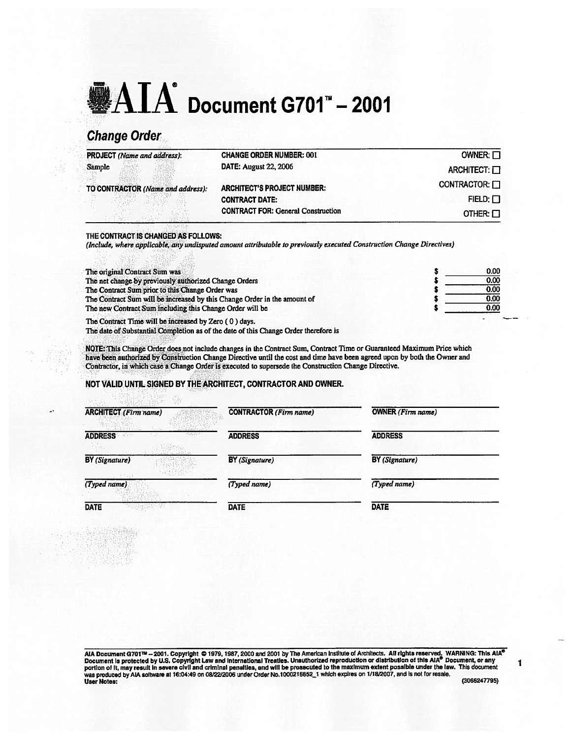# AIA® Document G701™ – 2001

## Change Order

| PROJECT *(Name and address)*: | CHANGE ORDER NUMBER: 001 | OWNER: ☐ |
|---|---|---|
| Sample | DATE: August 22, 2006 | ARCHITECT: ☐ |
| TO CONTRACTOR *(Name and address)*: | ARCHITECT'S PROJECT NUMBER: | CONTRACTOR: ☐ |
| | CONTRACT DATE: | FIELD: ☐ |
| | CONTRACT FOR: General Construction | OTHER: ☐ |

**THE CONTRACT IS CHANGED AS FOLLOWS:**
*(Include, where applicable, any undisputed amount attributable to previously executed Construction Change Directives)*

| | | |
|---|---|---|
| The original Contract Sum was | $ | 0.00 |
| The net change by previously authorized Change Orders | $ | 0.00 |
| The Contract Sum prior to this Change Order was | $ | 0.00 |
| The Contract Sum will be increased by this Change Order in the amount of | $ | 0.00 |
| The new Contract Sum including this Change Order will be | $ | 0.00 |

The Contract Time will be increased by Zero ( 0 ) days.
The date of Substantial Completion as of the date of this Change Order therefore is

NOTE: This Change Order does not include changes in the Contract Sum, Contract Time or Guaranteed Maximum Price which have been authorized by Construction Change Directive until the cost and time have been agreed upon by both the Owner and Contractor, in which case a Change Order is executed to supersede the Construction Change Directive.

**NOT VALID UNTIL SIGNED BY THE ARCHITECT, CONTRACTOR AND OWNER.**

| ARCHITECT *(Firm name)* | CONTRACTOR *(Firm name)* | OWNER *(Firm name)* |
|---|---|---|
| ADDRESS | ADDRESS | ADDRESS |
| BY *(Signature)* | BY *(Signature)* | BY *(Signature)* |
| *(Typed name)* | *(Typed name)* | *(Typed name)* |
| DATE | DATE | DATE |

AIA Document G701™ – 2001. Copyright © 1979, 1987, 2000 and 2001 by The American Institute of Architects. All rights reserved. WARNING: This AIA® Document is protected by U.S. Copyright Law and International Treaties. Unauthorized reproduction or distribution of this AIA® Document, or any portion of it, may result in severe civil and criminal penalties, and will be prosecuted to the maximum extent possible under the law. This document was produced by AIA software at 16:04:49 on 08/22/2006 under Order No.1000216652_1 which expires on 1/18/2007, and is not for resale.
User Notes: (3066247795)